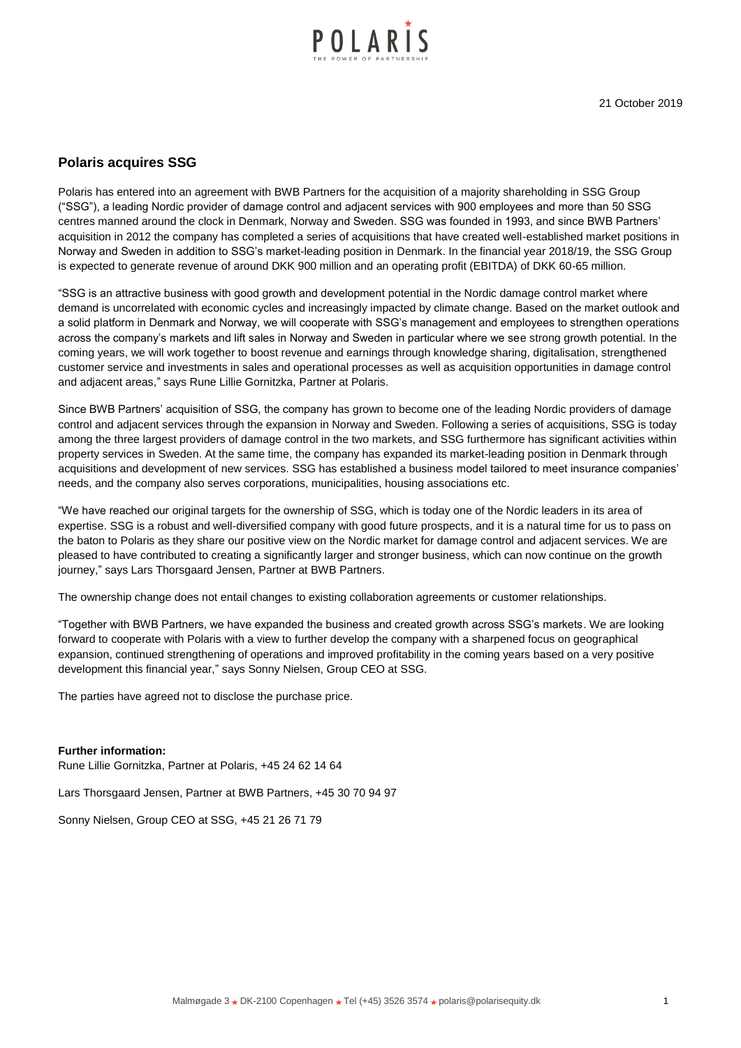21 October 2019

## Polaris acquires SSG

Polaris has entered into an agreement with BWB Partners for the acquisition of a majority shareholding in SSG Group ("SSG"), a leading Nordic provider of damage control and adjacent services with 900 employees and more than 50 SSG centres manned around the clock in Denmark, Norway and Sweden. SSG was founded in 1993, and since BWB Partners' acquisition in 2012 the company has completed a series of acquisitions that have created well-established market positions in Norway and Sweden in addition to SSG's market-leading position in Denmark. In the financial year 2018/19, the SSG Group is expected to generate revenue of around DKK 900 million and an operating profit (EBITDA) of DKK 60-65 million.

"SSG is an attractive business with good growth and development potential in the Nordic damage control market where demand is uncorrelated with economic cycles and increasingly impacted by climate change. Based on the market outlook and a solid platform in Denmark and Norway, we will cooperate with SSG's management and employees to strengthen operations across the company's markets and lift sales in Norway and Sweden in particular where we see strong growth potential. In the coming years, we will work together to boost revenue and earnings through knowledge sharing, digitalisation, strengthened customer service and investments in sales and operational processes as well as acquisition opportunities in damage control and adjacent areas," says Rune Lillie Gornitzka, Partner at Polaris.

Since BWB Partners' acquisition of SSG, the company has grown to become one of the leading Nordic providers of damage control and adjacent services through the expansion in Norway and Sweden. Following a series of acquisitions, SSG is today among the three largest providers of damage control in the two markets, and SSG furthermore has significant activities within property services in Sweden. At the same time, the company has expanded its market-leading position in Denmark through acquisitions and development of new services. SSG has established a business model tailored to meet insurance companies' needs, and the company also serves corporations, municipalities, housing associations etc.

"We have reached our original targets for the ownership of SSG, which is today one of the Nordic leaders in its area of expertise. SSG is a robust and well-diversified company with good future prospects, and it is a natural time for us to pass on the baton to Polaris as they share our positive view on the Nordic market for damage control and adjacent services. We are pleased to have contributed to creating a significantly larger and stronger business, which can now continue on the growth journey," says Lars Thorsgaard Jensen, Partner at BWB Partners.

The ownership change does not entail changes to existing collaboration agreements or customer relationships.

"Together with BWB Partners, we have expanded the business and created growth across SSG's markets. We are looking forward to cooperate with Polaris with a view to further develop the company with a sharpened focus on geographical expansion, continued strengthening of operations and improved profitability in the coming years based on a very positive development this financial year," says Sonny Nielsen, Group CEO at SSG.

The parties have agreed not to disclose the purchase price.

**Further information:**

Rune Lillie Gornitzka, Partner at Polaris, +45 24 62 14 64

Lars Thorsgaard Jensen, Partner at BWB Partners, +45 30 70 94 97

Sonny Nielsen, Group CEO at SSG, +45 21 26 71 79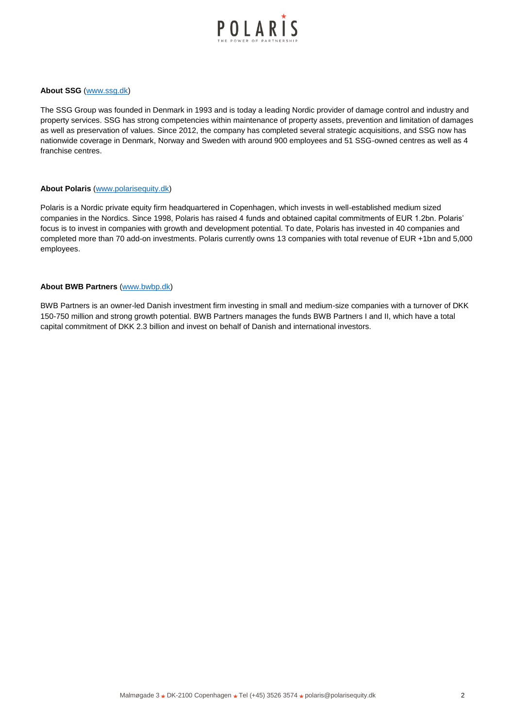**About SSG** (www.ssg.dk)

The SSG Group was founded in Denmark in 1993 and is today a leading Nordic provider of damage control and industry and property services. SSG has strong competencies within maintenance of property assets, prevention and limitation of damages as well as preservation of values. Since 2012, the company has completed several strategic acquisitions, and SSG now has nationwide coverage in Denmark, Norway and Sweden with around 900 employees and 51 SSG-owned centres as well as 4 franchise centres.

**About Polaris** (www.polarisequity.dk)

Polaris is a Nordic private equity firm headquartered in Copenhagen, which invests in well-established medium sized companies in the Nordics. Since 1998, Polaris has raised 4 funds and obtained capital commitments of EUR 1.2bn. Polaris' focus is to invest in companies with growth and development potential. To date, Polaris has invested in 40 companies and completed more than 70 add-on investments. Polaris currently owns 13 companies with total revenue of EUR +1bn and 5,000 employees.

**About BWB Partners** (www.bwbp.dk)

BWB Partners is an owner-led Danish investment firm investing in small and medium-size companies with a turnover of DKK 150-750 million and strong growth potential. BWB Partners manages the funds BWB Partners I and II, which have a total capital commitment of DKK 2.3 billion and invest on behalf of Danish and international investors.